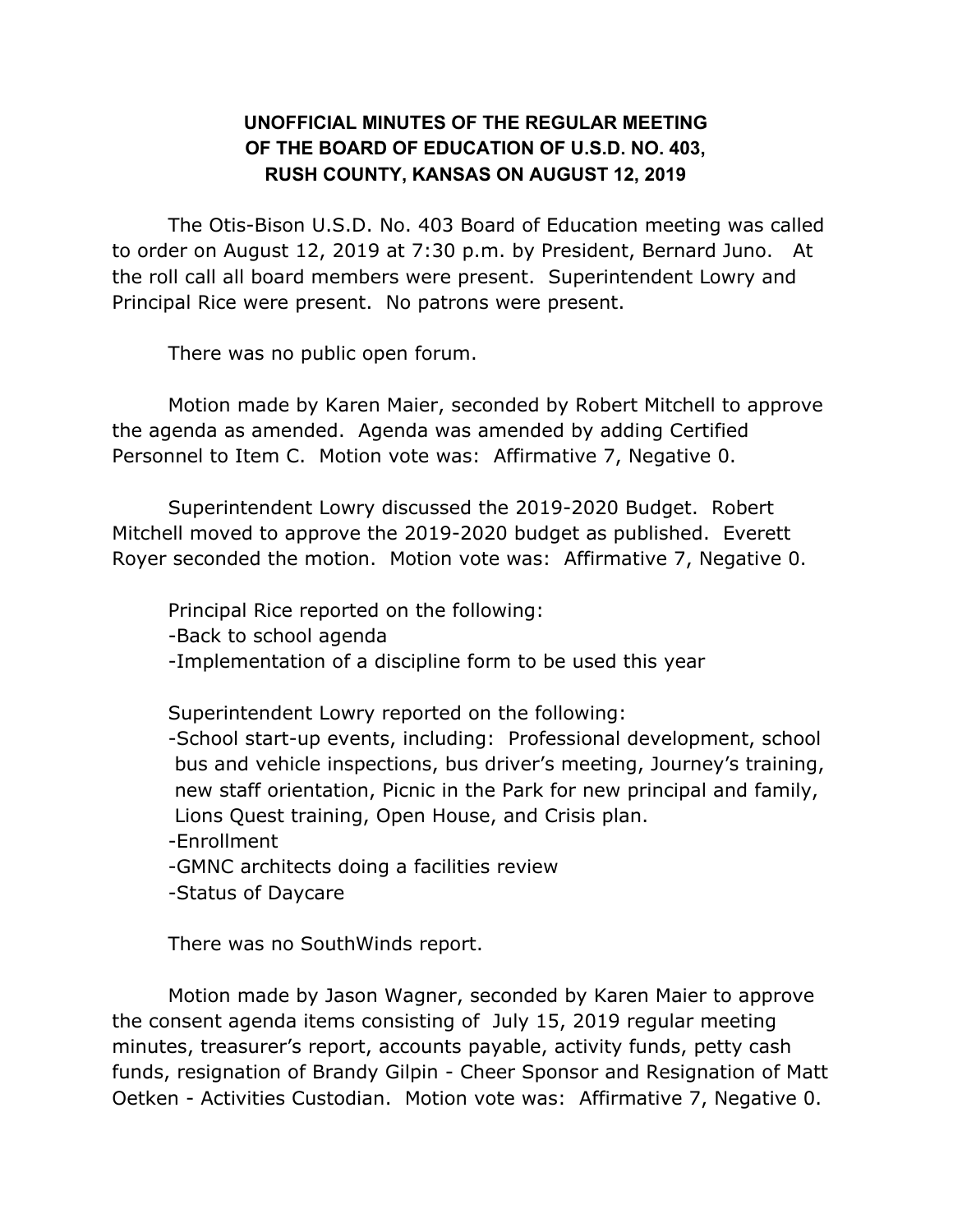**UNOFFICIAL MINUTES OF THE REGULAR MEETING OF THE BOARD OF EDUCATION OF U.S.D. NO. 403, RUSH COUNTY, KANSAS ON AUGUST 12, 2019**

The Otis-Bison U.S.D. No. 403 Board of Education meeting was called to order on August 12, 2019 at 7:30 p.m. by President, Bernard Juno. At the roll call all board members were present. Superintendent Lowry and Principal Rice were present. No patrons were present.

There was no public open forum.

Motion made by Karen Maier, seconded by Robert Mitchell to approve the agenda as amended. Agenda was amended by adding Certified Personnel to Item C. Motion vote was: Affirmative 7, Negative 0.

Superintendent Lowry discussed the 2019-2020 Budget. Robert Mitchell moved to approve the 2019-2020 budget as published. Everett Royer seconded the motion. Motion vote was: Affirmative 7, Negative 0.

Principal Rice reported on the following:
- Back to school agenda
- Implementation of a discipline form to be used this year

Superintendent Lowry reported on the following:
- School start-up events, including: Professional development, school bus and vehicle inspections, bus driver's meeting, Journey's training, new staff orientation, Picnic in the Park for new principal and family, Lions Quest training, Open House, and Crisis plan.
- Enrollment
- GMNC architects doing a facilities review
- Status of Daycare

There was no SouthWinds report.

Motion made by Jason Wagner, seconded by Karen Maier to approve the consent agenda items consisting of July 15, 2019 regular meeting minutes, treasurer's report, accounts payable, activity funds, petty cash funds, resignation of Brandy Gilpin - Cheer Sponsor and Resignation of Matt Oetken - Activities Custodian. Motion vote was: Affirmative 7, Negative 0.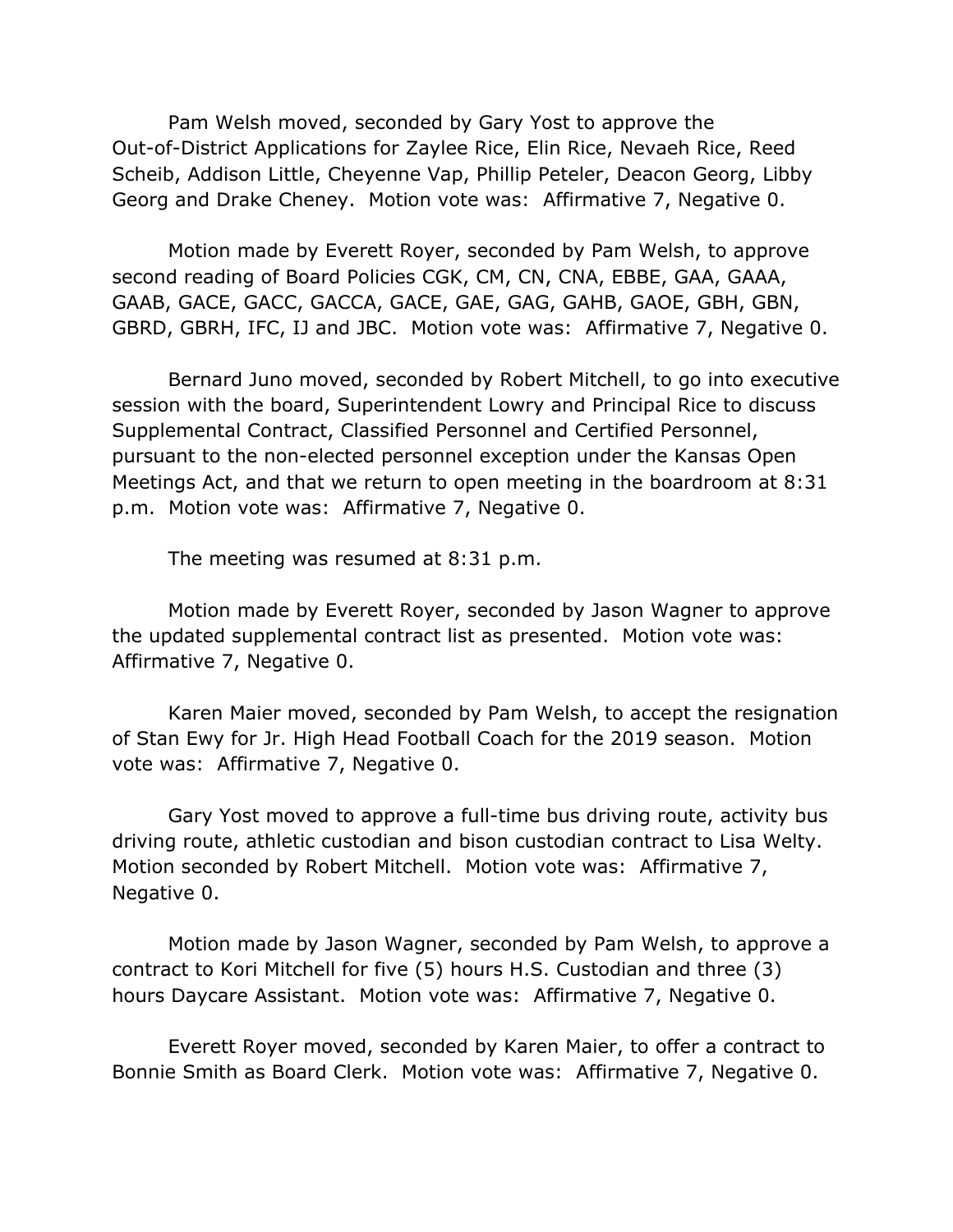Pam Welsh moved, seconded by Gary Yost to approve the Out-of-District Applications for Zaylee Rice, Elin Rice, Nevaeh Rice, Reed Scheib, Addison Little, Cheyenne Vap, Phillip Peteler, Deacon Georg, Libby Georg and Drake Cheney. Motion vote was: Affirmative 7, Negative 0.

Motion made by Everett Royer, seconded by Pam Welsh, to approve second reading of Board Policies CGK, CM, CN, CNA, EBBE, GAA, GAAA, GAAB, GACE, GACC, GACCA, GACE, GAE, GAG, GAHB, GAOE, GBH, GBN, GBRD, GBRH, IFC, IJ and JBC. Motion vote was: Affirmative 7, Negative 0.

Bernard Juno moved, seconded by Robert Mitchell, to go into executive session with the board, Superintendent Lowry and Principal Rice to discuss Supplemental Contract, Classified Personnel and Certified Personnel, pursuant to the non-elected personnel exception under the Kansas Open Meetings Act, and that we return to open meeting in the boardroom at 8:31 p.m. Motion vote was: Affirmative 7, Negative 0.

The meeting was resumed at 8:31 p.m.

Motion made by Everett Royer, seconded by Jason Wagner to approve the updated supplemental contract list as presented. Motion vote was: Affirmative 7, Negative 0.

Karen Maier moved, seconded by Pam Welsh, to accept the resignation of Stan Ewy for Jr. High Head Football Coach for the 2019 season. Motion vote was: Affirmative 7, Negative 0.

Gary Yost moved to approve a full-time bus driving route, activity bus driving route, athletic custodian and bison custodian contract to Lisa Welty. Motion seconded by Robert Mitchell. Motion vote was: Affirmative 7, Negative 0.

Motion made by Jason Wagner, seconded by Pam Welsh, to approve a contract to Kori Mitchell for five (5) hours H.S. Custodian and three (3) hours Daycare Assistant. Motion vote was: Affirmative 7, Negative 0.

Everett Royer moved, seconded by Karen Maier, to offer a contract to Bonnie Smith as Board Clerk. Motion vote was: Affirmative 7, Negative 0.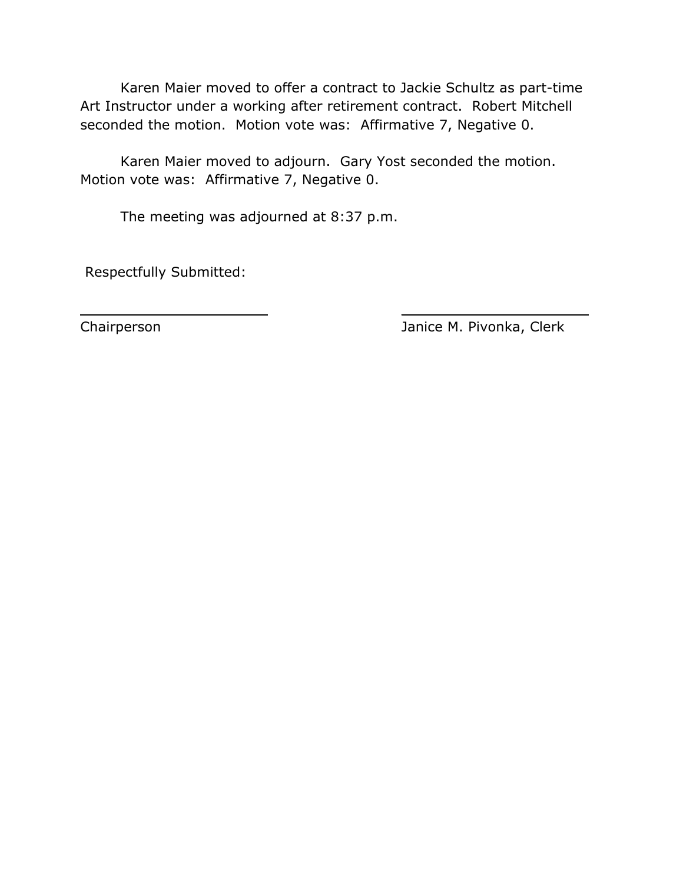Karen Maier moved to offer a contract to Jackie Schultz as part-time Art Instructor under a working after retirement contract. Robert Mitchell seconded the motion. Motion vote was: Affirmative 7, Negative 0.

Karen Maier moved to adjourn. Gary Yost seconded the motion. Motion vote was: Affirmative 7, Negative 0.

The meeting was adjourned at 8:37 p.m.

Respectfully Submitted:

| | |
|---|---|
| ______________________ | ______________________ |
| Chairperson | Janice M. Pivonka, Clerk |